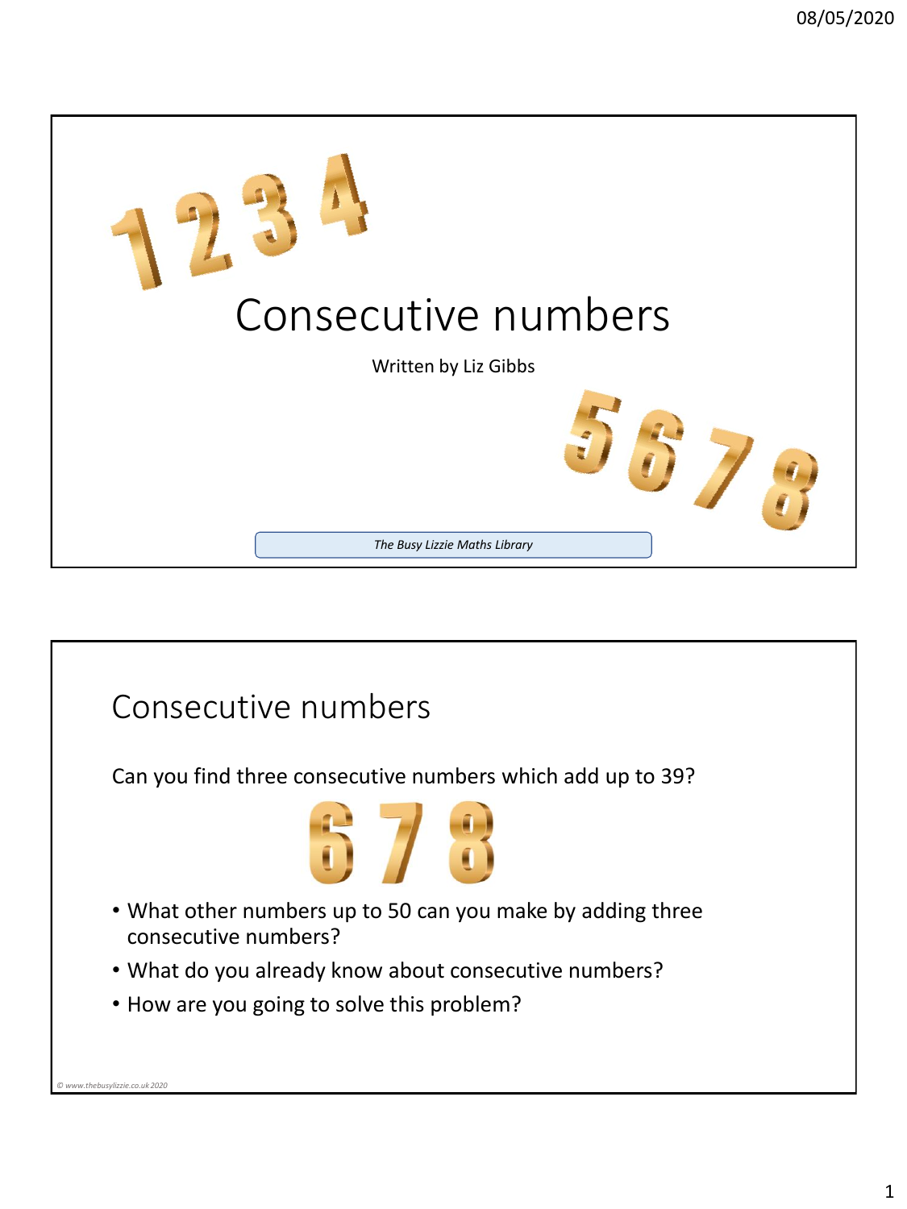# Consecutive numbers

Written by Liz Gibbs

*The Busy Lizzie Maths Library*

## Consecutive numbers

Can you find three consecutive numbers which add up to 39?

- What other numbers up to 50 can you make by adding three consecutive numbers?
- What do you already know about consecutive numbers?
- How are you going to solve this problem?

*© www.thebusylizzie.co.uk 2020*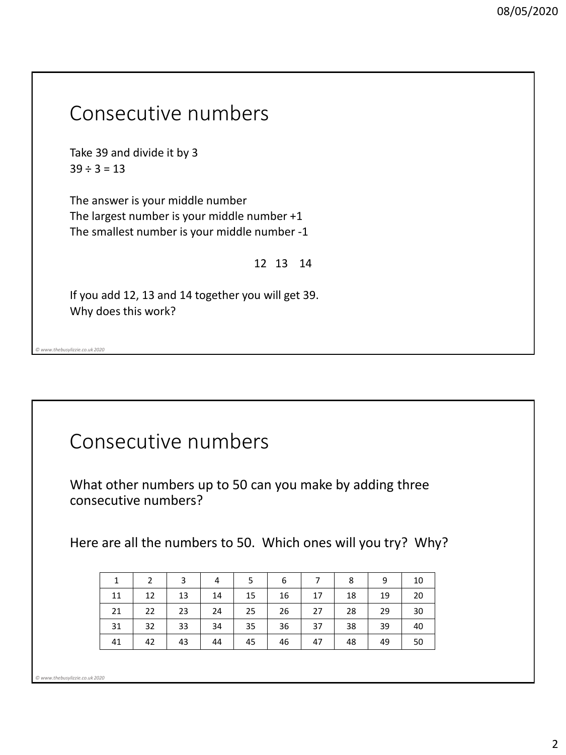## Consecutive numbers

Take 39 and divide it by 3
$39 \div 3 = 13$

The answer is your middle number
The largest number is your middle number +1
The smallest number is your middle number -1

12 13 14

If you add 12, 13 and 14 together you will get 39.
Why does this work?

*© www.thebusylizzie.co.uk 2020*

## Consecutive numbers

What other numbers up to 50 can you make by adding three consecutive numbers?

Here are all the numbers to 50. Which ones will you try? Why?

| 1 | 2 | 3 | 4 | 5 | 6 | 7 | 8 | 9 | 10 |
|---|---|---|---|---|---|---|---|---|---|
| 11 | 12 | 13 | 14 | 15 | 16 | 17 | 18 | 19 | 20 |
| 21 | 22 | 23 | 24 | 25 | 26 | 27 | 28 | 29 | 30 |
| 31 | 32 | 33 | 34 | 35 | 36 | 37 | 38 | 39 | 40 |
| 41 | 42 | 43 | 44 | 45 | 46 | 47 | 48 | 49 | 50 |

*© www.thebusylizzie.co.uk 2020*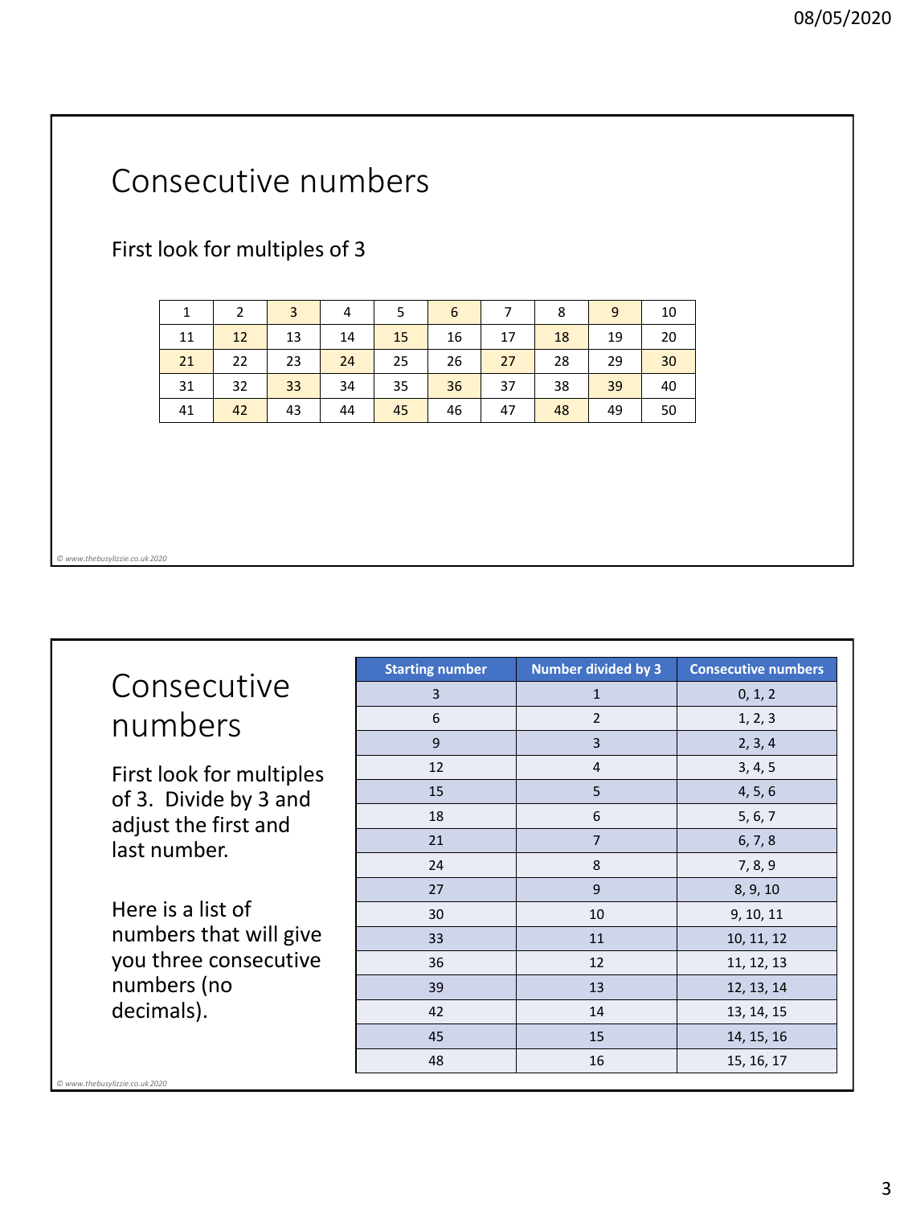## Consecutive numbers

First look for multiples of 3

| | | | | | | | | | |
|---|---|---|---|---|---|---|---|---|---|
| 1 | 2 | 3 | 4 | 5 | 6 | 7 | 8 | 9 | 10 |
| 11 | 12 | 13 | 14 | 15 | 16 | 17 | 18 | 19 | 20 |
| 21 | 22 | 23 | 24 | 25 | 26 | 27 | 28 | 29 | 30 |
| 31 | 32 | 33 | 34 | 35 | 36 | 37 | 38 | 39 | 40 |
| 41 | 42 | 43 | 44 | 45 | 46 | 47 | 48 | 49 | 50 |

*© www.thebusylizzie.co.uk 2020*

## Consecutive numbers

First look for multiples of 3. Divide by 3 and adjust the first and last number.

Here is a list of numbers that will give you three consecutive numbers (no decimals).

| Starting number | Number divided by 3 | Consecutive numbers |
|---|---|---|
| 3 | 1 | 0, 1, 2 |
| 6 | 2 | 1, 2, 3 |
| 9 | 3 | 2, 3, 4 |
| 12 | 4 | 3, 4, 5 |
| 15 | 5 | 4, 5, 6 |
| 18 | 6 | 5, 6, 7 |
| 21 | 7 | 6, 7, 8 |
| 24 | 8 | 7, 8, 9 |
| 27 | 9 | 8, 9, 10 |
| 30 | 10 | 9, 10, 11 |
| 33 | 11 | 10, 11, 12 |
| 36 | 12 | 11, 12, 13 |
| 39 | 13 | 12, 13, 14 |
| 42 | 14 | 13, 14, 15 |
| 45 | 15 | 14, 15, 16 |
| 48 | 16 | 15, 16, 17 |

*© www.thebusylizzie.co.uk 2020*